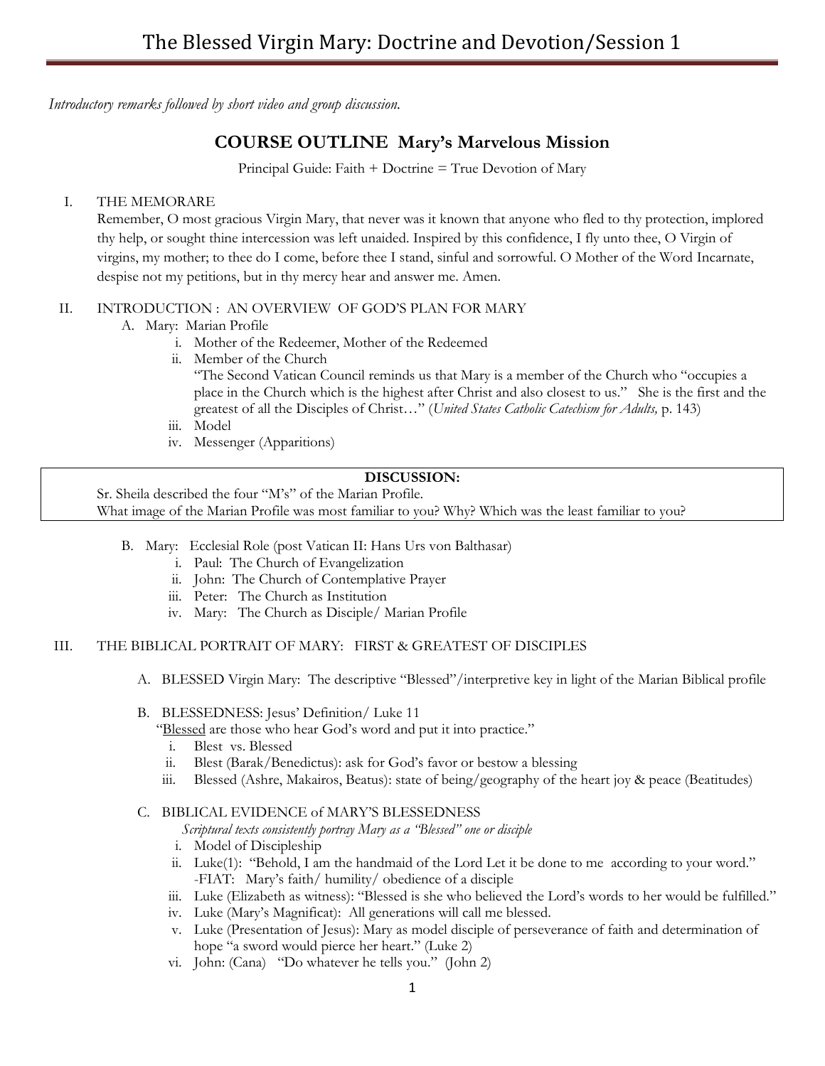*Introductory remarks followed by short video and group discussion.*

## COURSE OUTLINE Mary's Marvelous Mission

Principal Guide: Faith + Doctrine = True Devotion of Mary

I. THE MEMORARE

Remember, O most gracious Virgin Mary, that never was it known that anyone who fled to thy protection, implored thy help, or sought thine intercession was left unaided. Inspired by this confidence, I fly unto thee, O Virgin of virgins, my mother; to thee do I come, before thee I stand, sinful and sorrowful. O Mother of the Word Incarnate, despise not my petitions, but in thy mercy hear and answer me. Amen.

II. INTRODUCTION : AN OVERVIEW OF GOD'S PLAN FOR MARY

- A. Mary: Marian Profile
  - i. Mother of the Redeemer, Mother of the Redeemed
  - ii. Member of the Church

    "The Second Vatican Council reminds us that Mary is a member of the Church who "occupies a place in the Church which is the highest after Christ and also closest to us." She is the first and the greatest of all the Disciples of Christ…" (*United States Catholic Catechism for Adults,* p. 143)
  - iii. Model
  - iv. Messenger (Apparitions)

> **DISCUSSION:**
>
> Sr. Sheila described the four "M's" of the Marian Profile.
> What image of the Marian Profile was most familiar to you? Why? Which was the least familiar to you?

- B. Mary: Ecclesial Role (post Vatican II: Hans Urs von Balthasar)
  - i. Paul: The Church of Evangelization
  - ii. John: The Church of Contemplative Prayer
  - iii. Peter: The Church as Institution
  - iv. Mary: The Church as Disciple/ Marian Profile

III. THE BIBLICAL PORTRAIT OF MARY: FIRST & GREATEST OF DISCIPLES

- A. BLESSED Virgin Mary: The descriptive "Blessed"/interpretive key in light of the Marian Biblical profile

- B. BLESSEDNESS: Jesus' Definition/ Luke 11

  "Blessed are those who hear God's word and put it into practice."
  - i. Blest vs. Blessed
  - ii. Blest (Barak/Benedictus): ask for God's favor or bestow a blessing
  - iii. Blessed (Ashre, Makairos, Beatus): state of being/geography of the heart joy & peace (Beatitudes)

- C. BIBLICAL EVIDENCE of MARY'S BLESSEDNESS

  *Scriptural texts consistently portray Mary as a "Blessed" one or disciple*
  - i. Model of Discipleship
  - ii. Luke(1): "Behold, I am the handmaid of the Lord Let it be done to me according to your word."

    -FIAT: Mary's faith/ humility/ obedience of a disciple
  - iii. Luke (Elizabeth as witness): "Blessed is she who believed the Lord's words to her would be fulfilled."
  - iv. Luke (Mary's Magnificat): All generations will call me blessed.
  - v. Luke (Presentation of Jesus): Mary as model disciple of perseverance of faith and determination of hope "a sword would pierce her heart." (Luke 2)
  - vi. John: (Cana) "Do whatever he tells you." (John 2)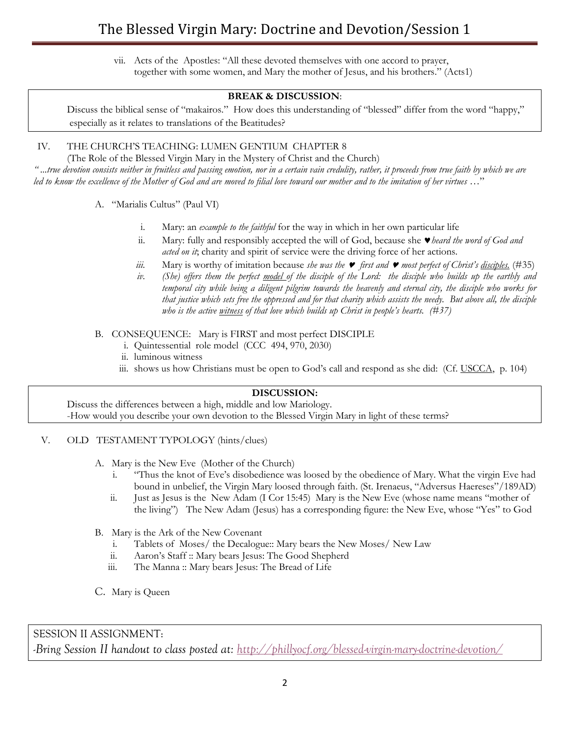vii. Acts of the Apostles: "All these devoted themselves with one accord to prayer, together with some women, and Mary the mother of Jesus, and his brothers." (Acts1)

**BREAK & DISCUSSION**:

Discuss the biblical sense of "makairos." How does this understanding of "blessed" differ from the word "happy," especially as it relates to translations of the Beatitudes?

IV. THE CHURCH'S TEACHING: LUMEN GENTIUM CHAPTER 8
(The Role of the Blessed Virgin Mary in the Mystery of Christ and the Church)

*"...true devotion consists neither in fruitless and passing emotion, nor in a certain vain credulity, rather, it proceeds from true faith by which we are led to know the excellence of the Mother of God and are moved to filial love toward our mother and to the imitation of her virtues …"*

A. "Marialis Cultus" (Paul VI)

i. Mary: an *example to the faithful* for the way in which in her own particular life
ii. Mary: fully and responsibly accepted the will of God, because she ♥ *heard the word of God and acted on it*; charity and spirit of service were the driving force of her actions.
iii. Mary is worthy of imitation because *she was the ♥ first and ♥ most perfect of Christ's disciples.* (#35)
iv. *(She) offers them the perfect model of the disciple of the Lord: the disciple who builds up the earthly and temporal city while being a diligent pilgrim towards the heavenly and eternal city, the disciple who works for that justice which sets free the oppressed and for that charity which assists the needy. But above all, the disciple who is the active witness of that love which builds up Christ in people's hearts. (#37)*

B. CONSEQUENCE: Mary is FIRST and most perfect DISCIPLE

i. Quintessential role model (CCC 494, 970, 2030)
ii. luminous witness
iii. shows us how Christians must be open to God's call and respond as she did: (Cf. USCCA, p. 104)

**DISCUSSION:**

Discuss the differences between a high, middle and low Mariology.
-How would you describe your own devotion to the Blessed Virgin Mary in light of these terms?

V. OLD TESTAMENT TYPOLOGY (hints/clues)

A. Mary is the New Eve (Mother of the Church)

i. "Thus the knot of Eve's disobedience was loosed by the obedience of Mary. What the virgin Eve had bound in unbelief, the Virgin Mary loosed through faith. (St. Irenaeus, "Adversus Haereses"/189AD)
ii. Just as Jesus is the New Adam (I Cor 15:45) Mary is the New Eve (whose name means "mother of the living") The New Adam (Jesus) has a corresponding figure: the New Eve, whose "Yes" to God

B. Mary is the Ark of the New Covenant

i. Tablets of Moses/ the Decalogue:: Mary bears the New Moses/ New Law
ii. Aaron's Staff :: Mary bears Jesus: The Good Shepherd
iii. The Manna :: Mary bears Jesus: The Bread of Life

C. Mary is Queen

SESSION II ASSIGNMENT:
*-Bring Session II handout to class posted at: http://phillyocf.org/blessed-virgin-mary-doctrine-devotion/*